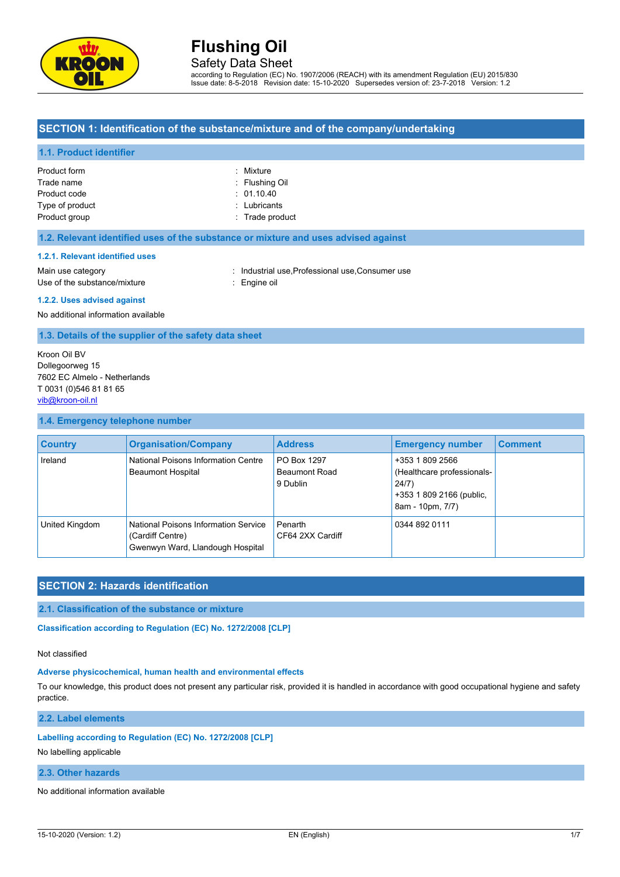# Flushing Oil

Safety Data Sheet

according to Regulation (EC) No. 1907/2006 (REACH) with its amendment Regulation (EU) 2015/830
Issue date: 8-5-2018 Revision date: 15-10-2020 Supersedes version of: 23-7-2018 Version: 1.2

## SECTION 1: Identification of the substance/mixture and of the company/undertaking

### 1.1. Product identifier

Product form : Mixture
Trade name : Flushing Oil
Product code : 01.10.40
Type of product : Lubricants
Product group : Trade product

### 1.2. Relevant identified uses of the substance or mixture and uses advised against

#### 1.2.1. Relevant identified uses

Main use category : Industrial use,Professional use,Consumer use
Use of the substance/mixture : Engine oil

#### 1.2.2. Uses advised against

No additional information available

### 1.3. Details of the supplier of the safety data sheet

Kroon Oil BV
Dollegoorweg 15
7602 EC Almelo - Netherlands
T 0031 (0)546 81 81 65
vib@kroon-oil.nl

### 1.4. Emergency telephone number

| Country | Organisation/Company | Address | Emergency number | Comment |
|---|---|---|---|---|
| Ireland | National Poisons Information Centre Beaumont Hospital | PO Box 1297 Beaumont Road 9 Dublin | +353 1 809 2566 (Healthcare professionals-24/7) +353 1 809 2166 (public, 8am - 10pm, 7/7) | |
| United Kingdom | National Poisons Information Service (Cardiff Centre) Gwenwyn Ward, Llandough Hospital | Penarth CF64 2XX Cardiff | 0344 892 0111 | |

## SECTION 2: Hazards identification

### 2.1. Classification of the substance or mixture

#### Classification according to Regulation (EC) No. 1272/2008 [CLP]

Not classified

#### Adverse physicochemical, human health and environmental effects

To our knowledge, this product does not present any particular risk, provided it is handled in accordance with good occupational hygiene and safety practice.

### 2.2. Label elements

#### Labelling according to Regulation (EC) No. 1272/2008 [CLP]

No labelling applicable

### 2.3. Other hazards

No additional information available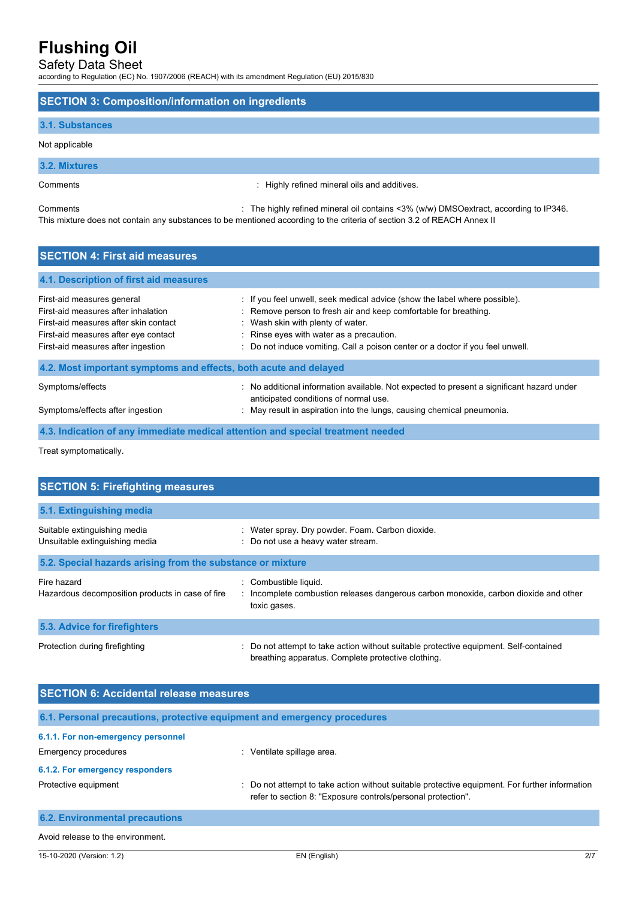## SECTION 3: Composition/information on ingredients

### 3.1. Substances

Not applicable

### 3.2. Mixtures

Comments : Highly refined mineral oils and additives.

Comments : The highly refined mineral oil contains <3% (w/w) DMSOextract, according to IP346.

This mixture does not contain any substances to be mentioned according to the criteria of section 3.2 of REACH Annex II

## SECTION 4: First aid measures

### 4.1. Description of first aid measures

First-aid measures general : If you feel unwell, seek medical advice (show the label where possible).

First-aid measures after inhalation : Remove person to fresh air and keep comfortable for breathing.

First-aid measures after skin contact : Wash skin with plenty of water.

First-aid measures after eye contact : Rinse eyes with water as a precaution.

First-aid measures after ingestion : Do not induce vomiting. Call a poison center or a doctor if you feel unwell.

### 4.2. Most important symptoms and effects, both acute and delayed

Symptoms/effects : No additional information available. Not expected to present a significant hazard under anticipated conditions of normal use.

Symptoms/effects after ingestion : May result in aspiration into the lungs, causing chemical pneumonia.

### 4.3. Indication of any immediate medical attention and special treatment needed

Treat symptomatically.

## SECTION 5: Firefighting measures

### 5.1. Extinguishing media

Suitable extinguishing media : Water spray. Dry powder. Foam. Carbon dioxide.

Unsuitable extinguishing media : Do not use a heavy water stream.

### 5.2. Special hazards arising from the substance or mixture

Fire hazard : Combustible liquid.

Hazardous decomposition products in case of fire : Incomplete combustion releases dangerous carbon monoxide, carbon dioxide and other toxic gases.

### 5.3. Advice for firefighters

Protection during firefighting : Do not attempt to take action without suitable protective equipment. Self-contained breathing apparatus. Complete protective clothing.

## SECTION 6: Accidental release measures

### 6.1. Personal precautions, protective equipment and emergency procedures

#### 6.1.1. For non-emergency personnel

Emergency procedures : Ventilate spillage area.

#### 6.1.2. For emergency responders

Protective equipment : Do not attempt to take action without suitable protective equipment. For further information refer to section 8: "Exposure controls/personal protection".

### 6.2. Environmental precautions

Avoid release to the environment.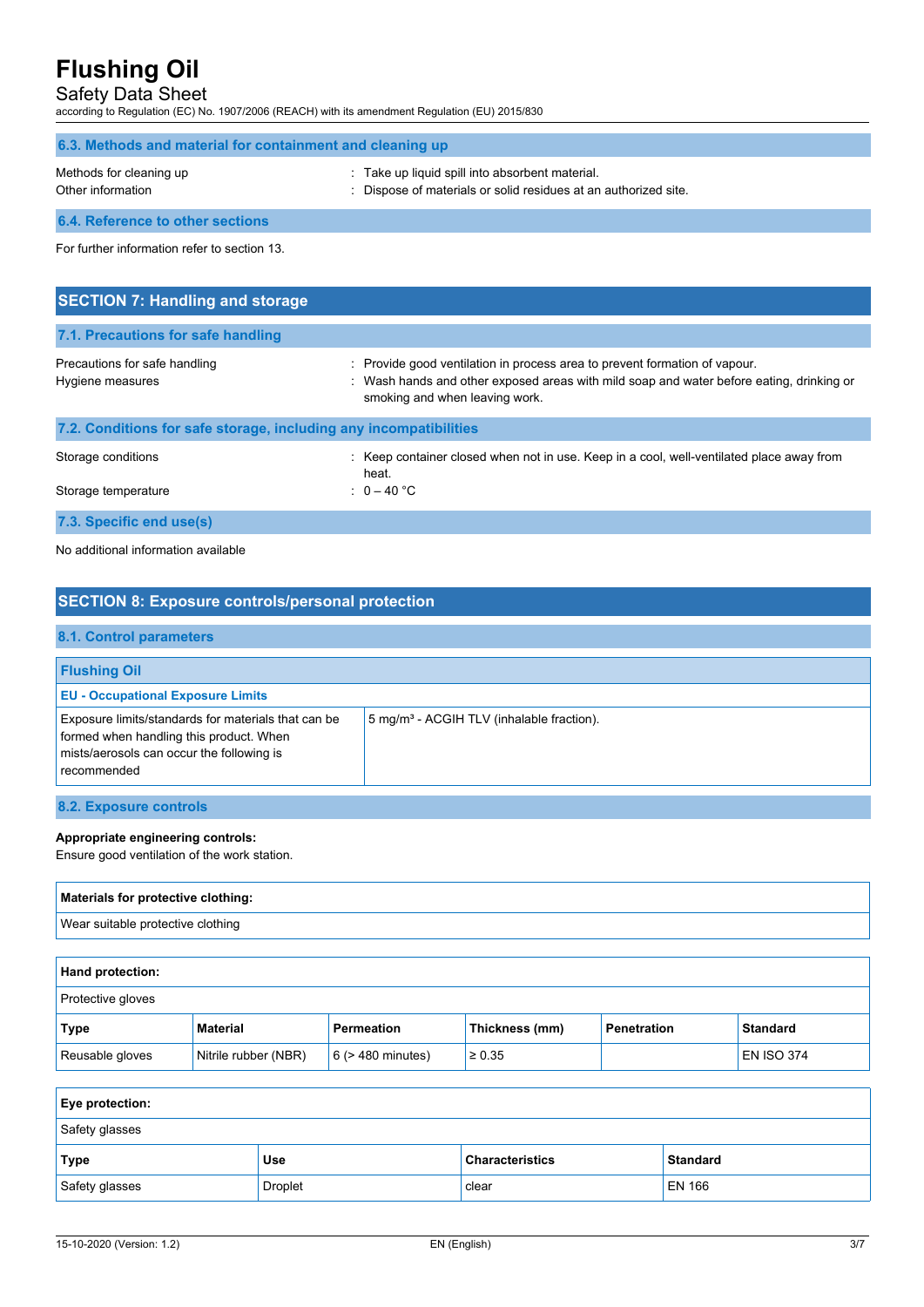### 6.3. Methods and material for containment and cleaning up

| | |
|---|---|
| Methods for cleaning up | : Take up liquid spill into absorbent material. |
| Other information | : Dispose of materials or solid residues at an authorized site. |

### 6.4. Reference to other sections

For further information refer to section 13.

## SECTION 7: Handling and storage

### 7.1. Precautions for safe handling

| | |
|---|---|
| Precautions for safe handling | : Provide good ventilation in process area to prevent formation of vapour. |
| Hygiene measures | : Wash hands and other exposed areas with mild soap and water before eating, drinking or smoking and when leaving work. |

### 7.2. Conditions for safe storage, including any incompatibilities

| | |
|---|---|
| Storage conditions | : Keep container closed when not in use. Keep in a cool, well-ventilated place away from heat. |
| Storage temperature | : 0 – 40 °C |

### 7.3. Specific end use(s)

No additional information available

## SECTION 8: Exposure controls/personal protection

### 8.1. Control parameters

| **Flushing Oil** | |
|---|---|
| **EU - Occupational Exposure Limits** | |
| Exposure limits/standards for materials that can be formed when handling this product. When mists/aerosols can occur the following is recommended | 5 mg/m³ - ACGIH TLV (inhalable fraction). |

### 8.2. Exposure controls

**Appropriate engineering controls:**
Ensure good ventilation of the work station.

| **Materials for protective clothing:** |
|---|
| Wear suitable protective clothing |

**Hand protection:**

Protective gloves

| Type | Material | Permeation | Thickness (mm) | Penetration | Standard |
|---|---|---|---|---|---|
| Reusable gloves | Nitrile rubber (NBR) | 6 (> 480 minutes) | ≥ 0.35 | | EN ISO 374 |

**Eye protection:**

Safety glasses

| Type | Use | Characteristics | Standard |
|---|---|---|---|
| Safety glasses | Droplet | clear | EN 166 |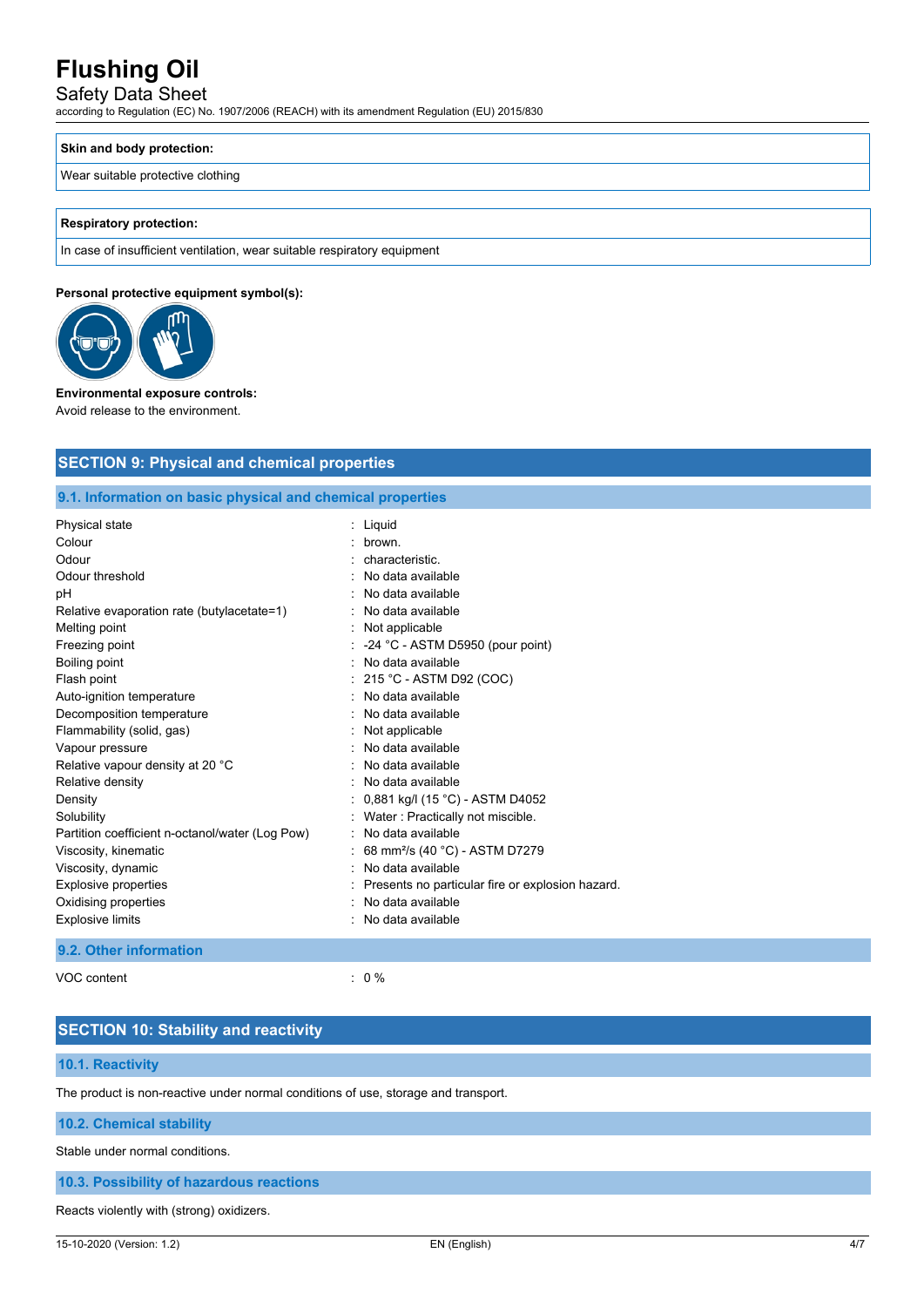| Skin and body protection: |
| --- |
| Wear suitable protective clothing |

| Respiratory protection: |
| --- |
| In case of insufficient ventilation, wear suitable respiratory equipment |

**Personal protective equipment symbol(s):**

**Environmental exposure controls:**
Avoid release to the environment.

## SECTION 9: Physical and chemical properties

### 9.1. Information on basic physical and chemical properties

| | |
| --- | --- |
| Physical state | : Liquid |
| Colour | : brown. |
| Odour | : characteristic. |
| Odour threshold | : No data available |
| pH | : No data available |
| Relative evaporation rate (butylacetate=1) | : No data available |
| Melting point | : Not applicable |
| Freezing point | : -24 °C - ASTM D5950 (pour point) |
| Boiling point | : No data available |
| Flash point | : 215 °C - ASTM D92 (COC) |
| Auto-ignition temperature | : No data available |
| Decomposition temperature | : No data available |
| Flammability (solid, gas) | : Not applicable |
| Vapour pressure | : No data available |
| Relative vapour density at 20 °C | : No data available |
| Relative density | : No data available |
| Density | : 0,881 kg/l (15 °C) - ASTM D4052 |
| Solubility | : Water : Practically not miscible. |
| Partition coefficient n-octanol/water (Log Pow) | : No data available |
| Viscosity, kinematic | : 68 $mm^2/s$ (40 °C) - ASTM D7279 |
| Viscosity, dynamic | : No data available |
| Explosive properties | : Presents no particular fire or explosion hazard. |
| Oxidising properties | : No data available |
| Explosive limits | : No data available |

### 9.2. Other information

| | |
| --- | --- |
| VOC content | : 0 % |

## SECTION 10: Stability and reactivity

### 10.1. Reactivity

The product is non-reactive under normal conditions of use, storage and transport.

### 10.2. Chemical stability

Stable under normal conditions.

### 10.3. Possibility of hazardous reactions

Reacts violently with (strong) oxidizers.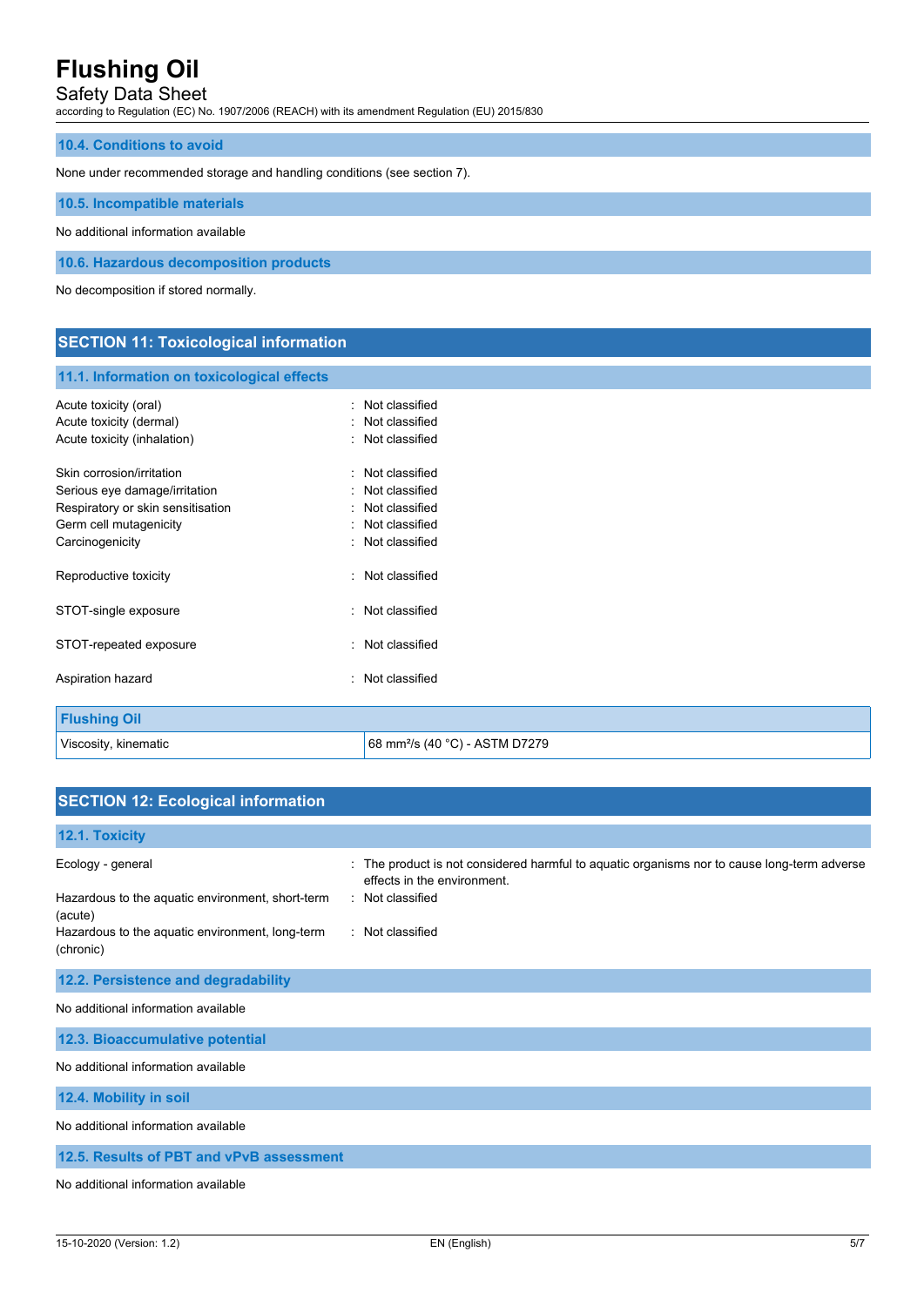### 10.4. Conditions to avoid

None under recommended storage and handling conditions (see section 7).

### 10.5. Incompatible materials

No additional information available

### 10.6. Hazardous decomposition products

No decomposition if stored normally.

## SECTION 11: Toxicological information

### 11.1. Information on toxicological effects

| | |
|---|---|
| Acute toxicity (oral) | : Not classified |
| Acute toxicity (dermal) | : Not classified |
| Acute toxicity (inhalation) | : Not classified |
| Skin corrosion/irritation | : Not classified |
| Serious eye damage/irritation | : Not classified |
| Respiratory or skin sensitisation | : Not classified |
| Germ cell mutagenicity | : Not classified |
| Carcinogenicity | : Not classified |
| Reproductive toxicity | : Not classified |
| STOT-single exposure | : Not classified |
| STOT-repeated exposure | : Not classified |
| Aspiration hazard | : Not classified |

| Flushing Oil | |
|---|---|
| Viscosity, kinematic | 68 mm²/s (40 °C) - ASTM D7279 |

## SECTION 12: Ecological information

### 12.1. Toxicity

| | |
|---|---|
| Ecology - general | : The product is not considered harmful to aquatic organisms nor to cause long-term adverse effects in the environment. |
| Hazardous to the aquatic environment, short-term (acute) | : Not classified |
| Hazardous to the aquatic environment, long-term (chronic) | : Not classified |

### 12.2. Persistence and degradability

No additional information available

### 12.3. Bioaccumulative potential

No additional information available

### 12.4. Mobility in soil

No additional information available

### 12.5. Results of PBT and vPvB assessment

No additional information available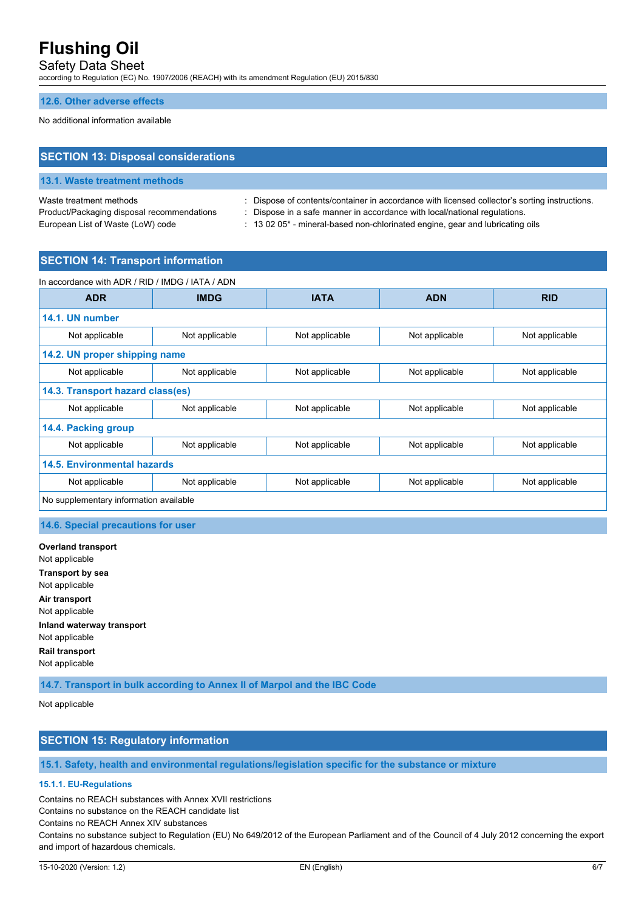### 12.6. Other adverse effects

No additional information available

## SECTION 13: Disposal considerations

### 13.1. Waste treatment methods

Waste treatment methods : Dispose of contents/container in accordance with licensed collector's sorting instructions.
Product/Packaging disposal recommendations : Dispose in a safe manner in accordance with local/national regulations.
European List of Waste (LoW) code : 13 02 05* - mineral-based non-chlorinated engine, gear and lubricating oils

## SECTION 14: Transport information

In accordance with ADR / RID / IMDG / IATA / ADN

| ADR | IMDG | IATA | ADN | RID |
|---|---|---|---|---|
| **14.1. UN number** | | | | |
| Not applicable | Not applicable | Not applicable | Not applicable | Not applicable |
| **14.2. UN proper shipping name** | | | | |
| Not applicable | Not applicable | Not applicable | Not applicable | Not applicable |
| **14.3. Transport hazard class(es)** | | | | |
| Not applicable | Not applicable | Not applicable | Not applicable | Not applicable |
| **14.4. Packing group** | | | | |
| Not applicable | Not applicable | Not applicable | Not applicable | Not applicable |
| **14.5. Environmental hazards** | | | | |
| Not applicable | Not applicable | Not applicable | Not applicable | Not applicable |
| No supplementary information available | | | | |

### 14.6. Special precautions for user

**Overland transport**
Not applicable

**Transport by sea**
Not applicable

**Air transport**
Not applicable

**Inland waterway transport**
Not applicable

**Rail transport**
Not applicable

### 14.7. Transport in bulk according to Annex II of Marpol and the IBC Code

Not applicable

## SECTION 15: Regulatory information

### 15.1. Safety, health and environmental regulations/legislation specific for the substance or mixture

#### 15.1.1. EU-Regulations

Contains no REACH substances with Annex XVII restrictions
Contains no substance on the REACH candidate list
Contains no REACH Annex XIV substances
Contains no substance subject to Regulation (EU) No 649/2012 of the European Parliament and of the Council of 4 July 2012 concerning the export and import of hazardous chemicals.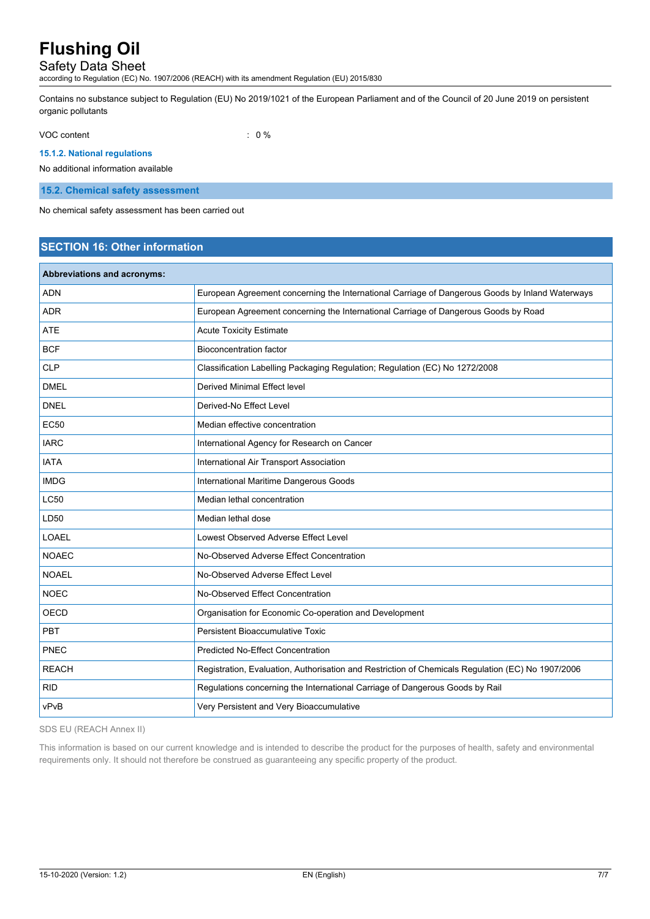Contains no substance subject to Regulation (EU) No 2019/1021 of the European Parliament and of the Council of 20 June 2019 on persistent organic pollutants

VOC content : 0 %

#### 15.1.2. National regulations

No additional information available

### 15.2. Chemical safety assessment

No chemical safety assessment has been carried out

## SECTION 16: Other information

| Abbreviations and acronyms: | |
|---|---|
| ADN | European Agreement concerning the International Carriage of Dangerous Goods by Inland Waterways |
| ADR | European Agreement concerning the International Carriage of Dangerous Goods by Road |
| ATE | Acute Toxicity Estimate |
| BCF | Bioconcentration factor |
| CLP | Classification Labelling Packaging Regulation; Regulation (EC) No 1272/2008 |
| DMEL | Derived Minimal Effect level |
| DNEL | Derived-No Effect Level |
| EC50 | Median effective concentration |
| IARC | International Agency for Research on Cancer |
| IATA | International Air Transport Association |
| IMDG | International Maritime Dangerous Goods |
| LC50 | Median lethal concentration |
| LD50 | Median lethal dose |
| LOAEL | Lowest Observed Adverse Effect Level |
| NOAEC | No-Observed Adverse Effect Concentration |
| NOAEL | No-Observed Adverse Effect Level |
| NOEC | No-Observed Effect Concentration |
| OECD | Organisation for Economic Co-operation and Development |
| PBT | Persistent Bioaccumulative Toxic |
| PNEC | Predicted No-Effect Concentration |
| REACH | Registration, Evaluation, Authorisation and Restriction of Chemicals Regulation (EC) No 1907/2006 |
| RID | Regulations concerning the International Carriage of Dangerous Goods by Rail |
| vPvB | Very Persistent and Very Bioaccumulative |

SDS EU (REACH Annex II)

This information is based on our current knowledge and is intended to describe the product for the purposes of health, safety and environmental requirements only. It should not therefore be construed as guaranteeing any specific property of the product.